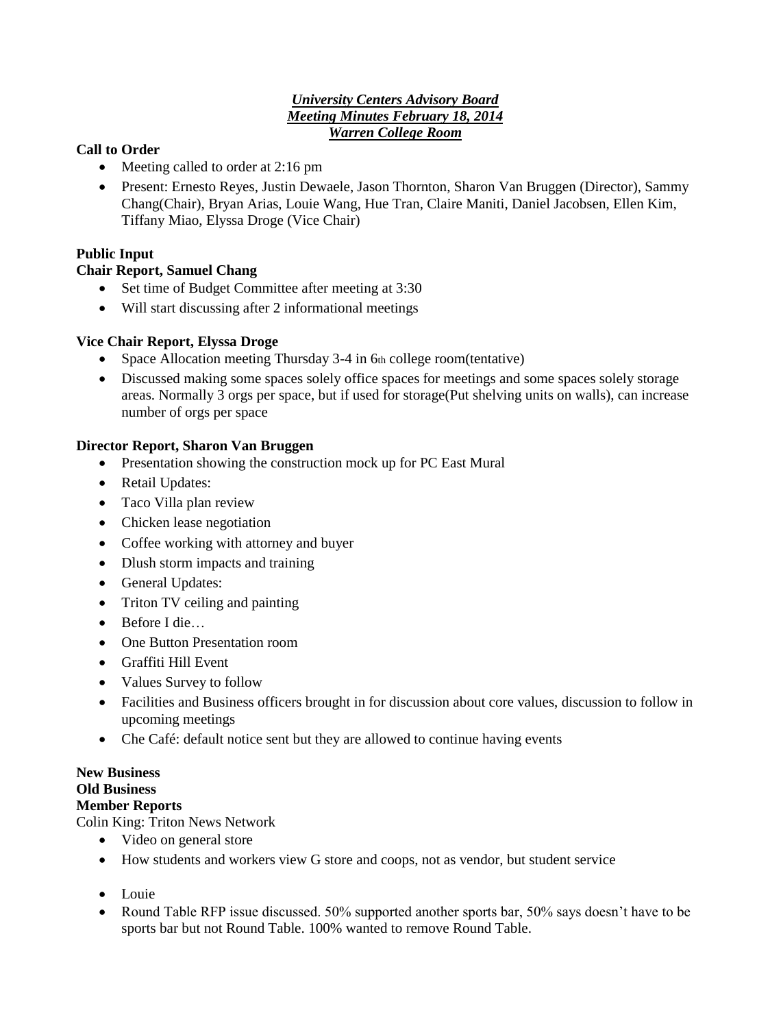***University Centers Advisory Board***
***Meeting Minutes February 18, 2014***
***Warren College Room***

**Call to Order**

- Meeting called to order at 2:16 pm
- Present: Ernesto Reyes, Justin Dewaele, Jason Thornton, Sharon Van Bruggen (Director), Sammy Chang(Chair), Bryan Arias, Louie Wang, Hue Tran, Claire Maniti, Daniel Jacobsen, Ellen Kim, Tiffany Miao, Elyssa Droge (Vice Chair)

**Public Input**

**Chair Report, Samuel Chang**

- Set time of Budget Committee after meeting at 3:30
- Will start discussing after 2 informational meetings

**Vice Chair Report, Elyssa Droge**

- Space Allocation meeting Thursday 3-4 in 6th college room(tentative)
- Discussed making some spaces solely office spaces for meetings and some spaces solely storage areas. Normally 3 orgs per space, but if used for storage(Put shelving units on walls), can increase number of orgs per space

**Director Report, Sharon Van Bruggen**

- Presentation showing the construction mock up for PC East Mural
- Retail Updates:
- Taco Villa plan review
- Chicken lease negotiation
- Coffee working with attorney and buyer
- Dlush storm impacts and training
- General Updates:
- Triton TV ceiling and painting
- Before I die…
- One Button Presentation room
- Graffiti Hill Event
- Values Survey to follow
- Facilities and Business officers brought in for discussion about core values, discussion to follow in upcoming meetings
- Che Café: default notice sent but they are allowed to continue having events

**New Business**

**Old Business**

**Member Reports**

Colin King: Triton News Network

- Video on general store
- How students and workers view G store and coops, not as vendor, but student service

- Louie
- Round Table RFP issue discussed. 50% supported another sports bar, 50% says doesn't have to be sports bar but not Round Table. 100% wanted to remove Round Table.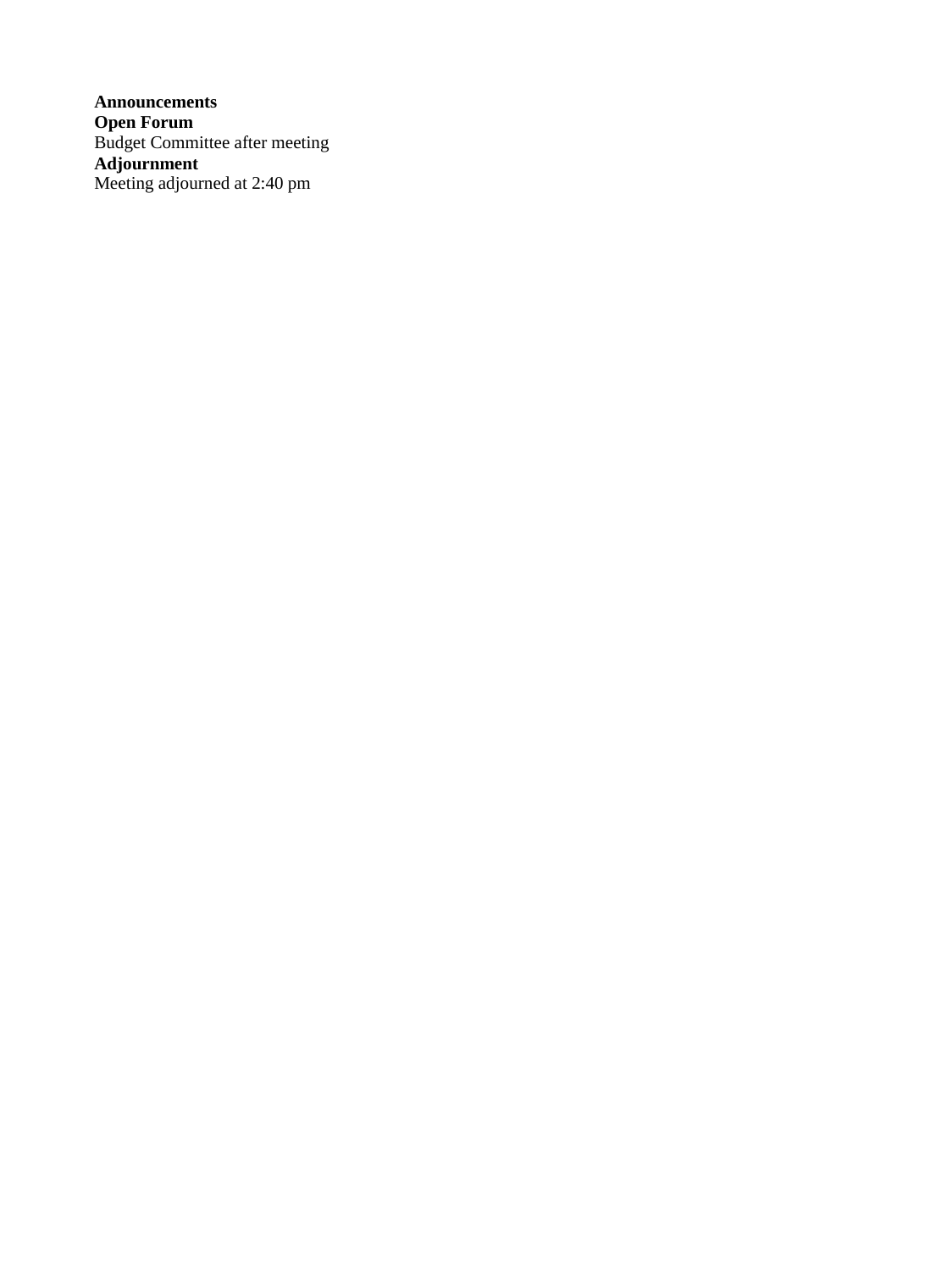**Announcements**

**Open Forum**

Budget Committee after meeting

**Adjournment**

Meeting adjourned at 2:40 pm